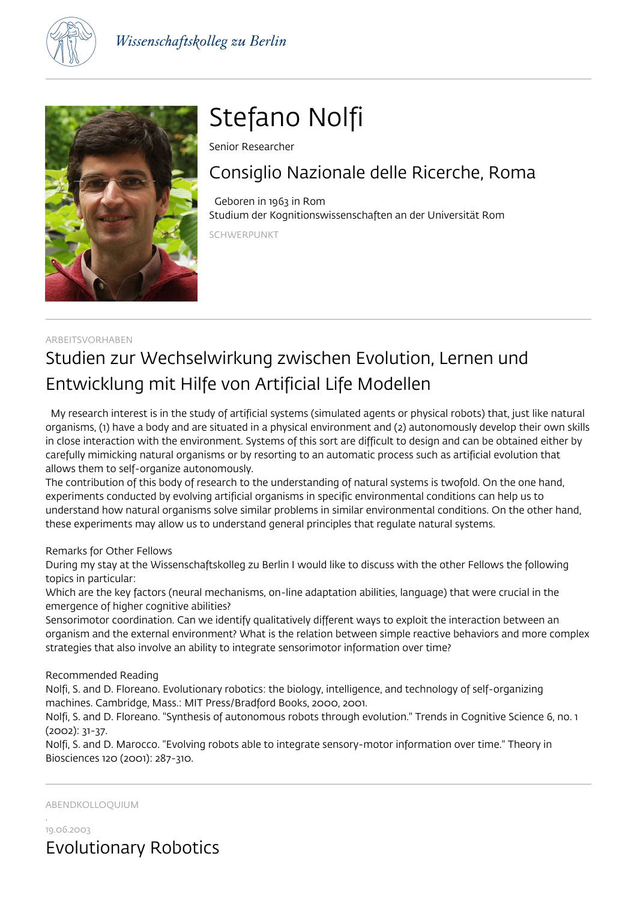Wissenschaftskolleg zu Berlin

# Stefano Nolfi

Senior Researcher

## Consiglio Nazionale delle Ricerche, Roma

Geboren in 1963 in Rom
Studium der Kognitionswissenschaften an der Universität Rom

SCHWERPUNKT

ARBEITSVORHABEN

## Studien zur Wechselwirkung zwischen Evolution, Lernen und Entwicklung mit Hilfe von Artificial Life Modellen

My research interest is in the study of artificial systems (simulated agents or physical robots) that, just like natural organisms, (1) have a body and are situated in a physical environment and (2) autonomously develop their own skills in close interaction with the environment. Systems of this sort are difficult to design and can be obtained either by carefully mimicking natural organisms or by resorting to an automatic process such as artificial evolution that allows them to self-organize autonomously.
The contribution of this body of research to the understanding of natural systems is twofold. On the one hand, experiments conducted by evolving artificial organisms in specific environmental conditions can help us to understand how natural organisms solve similar problems in similar environmental conditions. On the other hand, these experiments may allow us to understand general principles that regulate natural systems.

Remarks for Other Fellows
During my stay at the Wissenschaftskolleg zu Berlin I would like to discuss with the other Fellows the following topics in particular:
Which are the key factors (neural mechanisms, on-line adaptation abilities, language) that were crucial in the emergence of higher cognitive abilities?
Sensorimotor coordination. Can we identify qualitatively different ways to exploit the interaction between an organism and the external environment? What is the relation between simple reactive behaviors and more complex strategies that also involve an ability to integrate sensorimotor information over time?

Recommended Reading
Nolfi, S. and D. Floreano. Evolutionary robotics: the biology, intelligence, and technology of self-organizing machines. Cambridge, Mass.: MIT Press/Bradford Books, 2000, 2001.
Nolfi, S. and D. Floreano. "Synthesis of autonomous robots through evolution." Trends in Cognitive Science 6, no. 1 (2002): 31-37.
Nolfi, S. and D. Marocco. "Evolving robots able to integrate sensory-motor information over time." Theory in Biosciences 120 (2001): 287-310.

ABENDKOLLOQUIUM

19.06.2003

## Evolutionary Robotics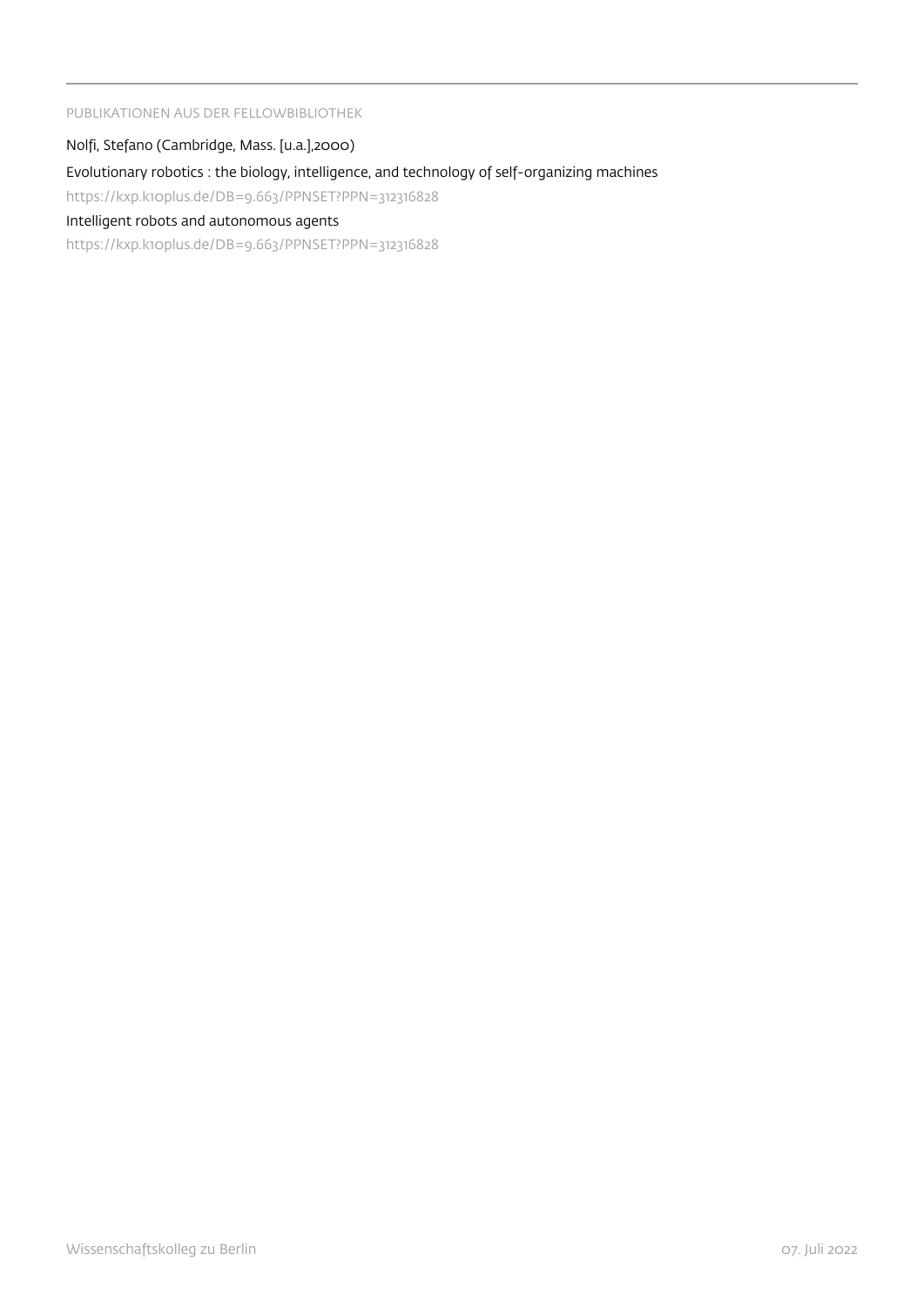PUBLIKATIONEN AUS DER FELLOWBIBLIOTHEK

Nolfi, Stefano (Cambridge, Mass. [u.a.],2000)

Evolutionary robotics : the biology, intelligence, and technology of self-organizing machines

https://kxp.k10plus.de/DB=9.663/PPNSET?PPN=312316828

Intelligent robots and autonomous agents

https://kxp.k10plus.de/DB=9.663/PPNSET?PPN=312316828